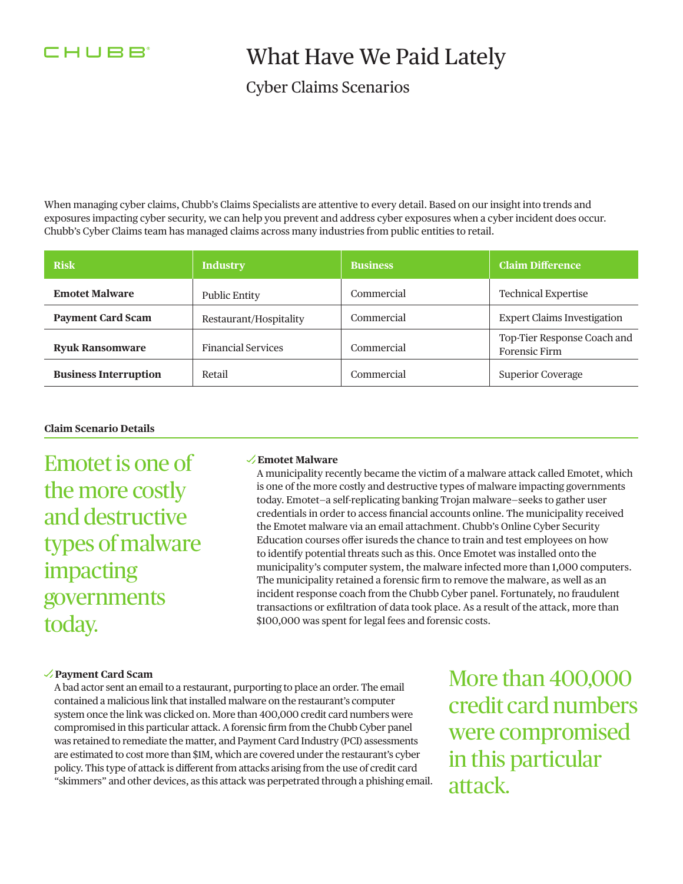CHUBB®

# What Have We Paid Lately

## Cyber Claims Scenarios

When managing cyber claims, Chubb's Claims Specialists are attentive to every detail. Based on our insight into trends and exposures impacting cyber security, we can help you prevent and address cyber exposures when a cyber incident does occur. Chubb's Cyber Claims team has managed claims across many industries from public entities to retail.

| Risk | Industry | Business | Claim Difference |
|---|---|---|---|
| **Emotet Malware** | Public Entity | Commercial | Technical Expertise |
| **Payment Card Scam** | Restaurant/Hospitality | Commercial | Expert Claims Investigation |
| **Ryuk Ransomware** | Financial Services | Commercial | Top-Tier Response Coach and Forensic Firm |
| **Business Interruption** | Retail | Commercial | Superior Coverage |

### Claim Scenario Details

Emotet is one of the more costly and destructive types of malware impacting governments today.

**Emotet Malware**

A municipality recently became the victim of a malware attack called Emotet, which is one of the more costly and destructive types of malware impacting governments today. Emotet—a self-replicating banking Trojan malware—seeks to gather user credentials in order to access financial accounts online. The municipality received the Emotet malware via an email attachment. Chubb's Online Cyber Security Education courses offer isureds the chance to train and test employees on how to identify potential threats such as this. Once Emotet was installed onto the municipality's computer system, the malware infected more than 1,000 computers. The municipality retained a forensic firm to remove the malware, as well as an incident response coach from the Chubb Cyber panel. Fortunately, no fraudulent transactions or exfiltration of data took place. As a result of the attack, more than $100,000 was spent for legal fees and forensic costs.

**Payment Card Scam**

A bad actor sent an email to a restaurant, purporting to place an order. The email contained a malicious link that installed malware on the restaurant's computer system once the link was clicked on. More than 400,000 credit card numbers were compromised in this particular attack. A forensic firm from the Chubb Cyber panel was retained to remediate the matter, and Payment Card Industry (PCI) assessments are estimated to cost more than $1M, which are covered under the restaurant's cyber policy. This type of attack is different from attacks arising from the use of credit card "skimmers" and other devices, as this attack was perpetrated through a phishing email.

More than 400,000 credit card numbers were compromised in this particular attack.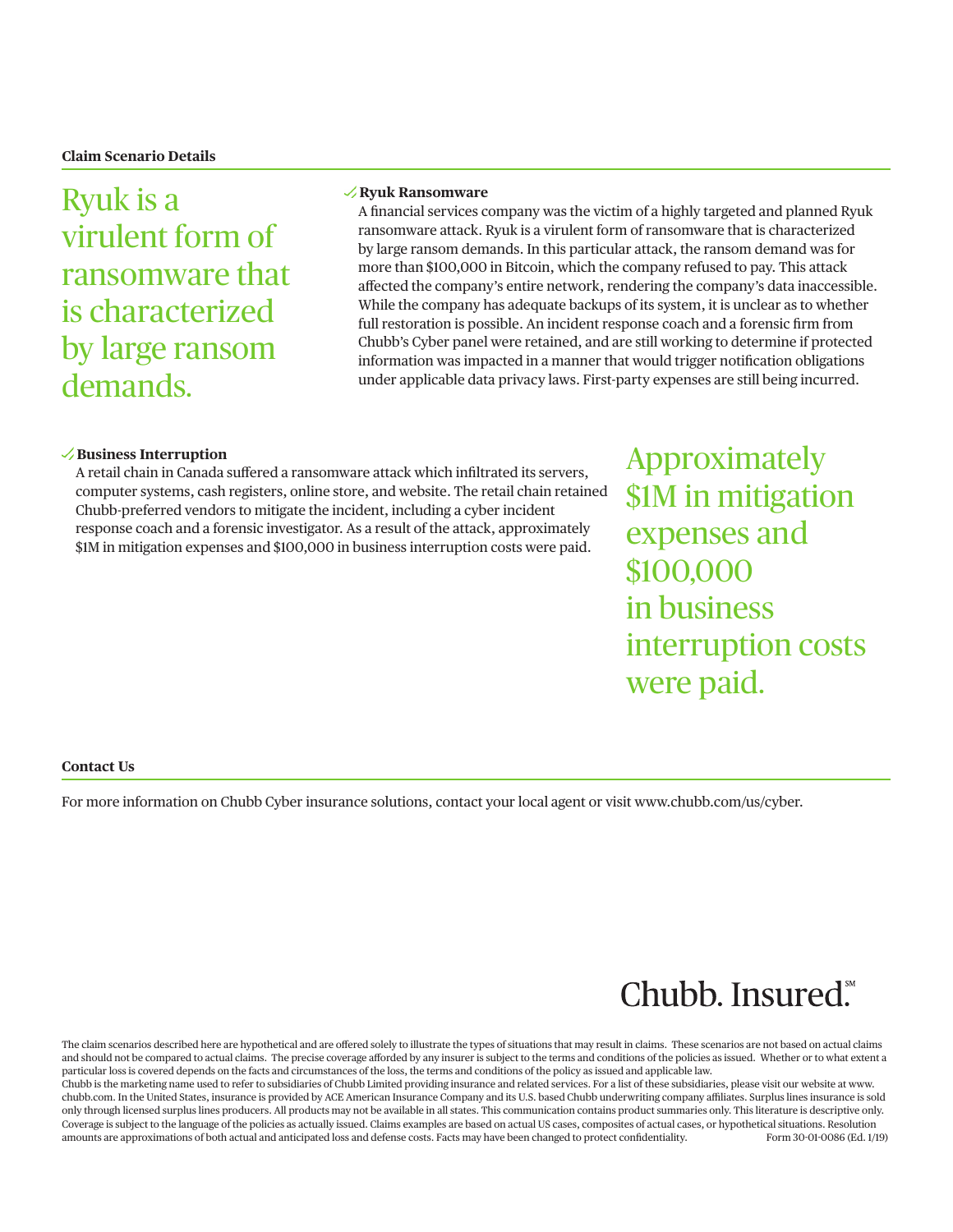## Claim Scenario Details

Ryuk is a virulent form of ransomware that is characterized by large ransom demands.

### Ryuk Ransomware

A financial services company was the victim of a highly targeted and planned Ryuk ransomware attack. Ryuk is a virulent form of ransomware that is characterized by large ransom demands. In this particular attack, the ransom demand was for more than $100,000 in Bitcoin, which the company refused to pay. This attack affected the company's entire network, rendering the company's data inaccessible. While the company has adequate backups of its system, it is unclear as to whether full restoration is possible. An incident response coach and a forensic firm from Chubb's Cyber panel were retained, and are still working to determine if protected information was impacted in a manner that would trigger notification obligations under applicable data privacy laws. First-party expenses are still being incurred.

### Business Interruption

A retail chain in Canada suffered a ransomware attack which infiltrated its servers, computer systems, cash registers, online store, and website. The retail chain retained Chubb-preferred vendors to mitigate the incident, including a cyber incident response coach and a forensic investigator. As a result of the attack, approximately $1M in mitigation expenses and $100,000 in business interruption costs were paid.

Approximately $1M in mitigation expenses and $100,000 in business interruption costs were paid.

## Contact Us

For more information on Chubb Cyber insurance solutions, contact your local agent or visit www.chubb.com/us/cyber.

Chubb. Insured.℠

The claim scenarios described here are hypothetical and are offered solely to illustrate the types of situations that may result in claims. These scenarios are not based on actual claims and should not be compared to actual claims. The precise coverage afforded by any insurer is subject to the terms and conditions of the policies as issued. Whether or to what extent a particular loss is covered depends on the facts and circumstances of the loss, the terms and conditions of the policy as issued and applicable law.
Chubb is the marketing name used to refer to subsidiaries of Chubb Limited providing insurance and related services. For a list of these subsidiaries, please visit our website at www.chubb.com. In the United States, insurance is provided by ACE American Insurance Company and its U.S. based Chubb underwriting company affiliates. Surplus lines insurance is sold only through licensed surplus lines producers. All products may not be available in all states. This communication contains product summaries only. This literature is descriptive only. Coverage is subject to the language of the policies as actually issued. Claims examples are based on actual US cases, composites of actual cases, or hypothetical situations. Resolution amounts are approximations of both actual and anticipated loss and defense costs. Facts may have been changed to protect confidentiality. Form 30-01-0086 (Ed. 1/19)